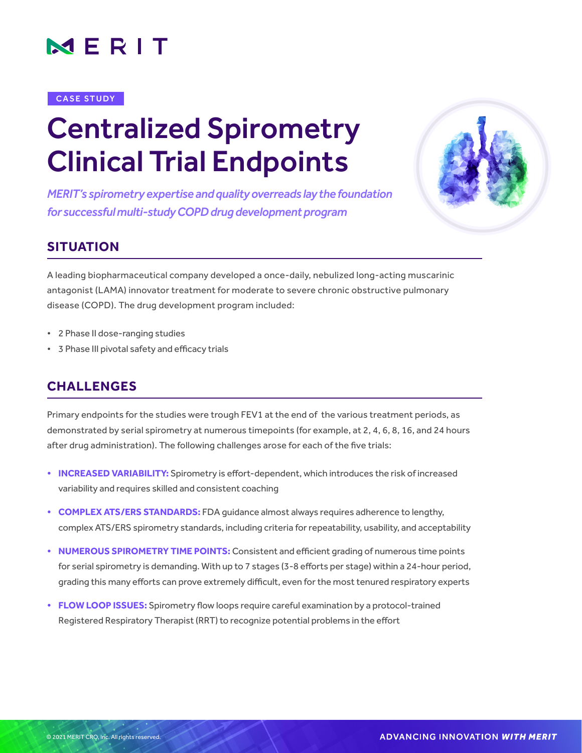MERIT

CASE STUDY

# Centralized Spirometry Clinical Trial Endpoints

*MERIT's spirometry expertise and quality overreads lay the foundation for successful multi-study COPD drug development program*

## SITUATION

A leading biopharmaceutical company developed a once-daily, nebulized long-acting muscarinic antagonist (LAMA) innovator treatment for moderate to severe chronic obstructive pulmonary disease (COPD). The drug development program included:

- 2 Phase II dose-ranging studies
- 3 Phase III pivotal safety and efficacy trials

## CHALLENGES

Primary endpoints for the studies were trough FEV1 at the end of the various treatment periods, as demonstrated by serial spirometry at numerous timepoints (for example, at 2, 4, 6, 8, 16, and 24 hours after drug administration). The following challenges arose for each of the five trials:

- **INCREASED VARIABILITY:** Spirometry is effort-dependent, which introduces the risk of increased variability and requires skilled and consistent coaching
- **COMPLEX ATS/ERS STANDARDS:** FDA guidance almost always requires adherence to lengthy, complex ATS/ERS spirometry standards, including criteria for repeatability, usability, and acceptability
- **NUMEROUS SPIROMETRY TIME POINTS:** Consistent and efficient grading of numerous time points for serial spirometry is demanding. With up to 7 stages (3-8 efforts per stage) within a 24-hour period, grading this many efforts can prove extremely difficult, even for the most tenured respiratory experts
- **FLOW LOOP ISSUES:** Spirometry flow loops require careful examination by a protocol-trained Registered Respiratory Therapist (RRT) to recognize potential problems in the effort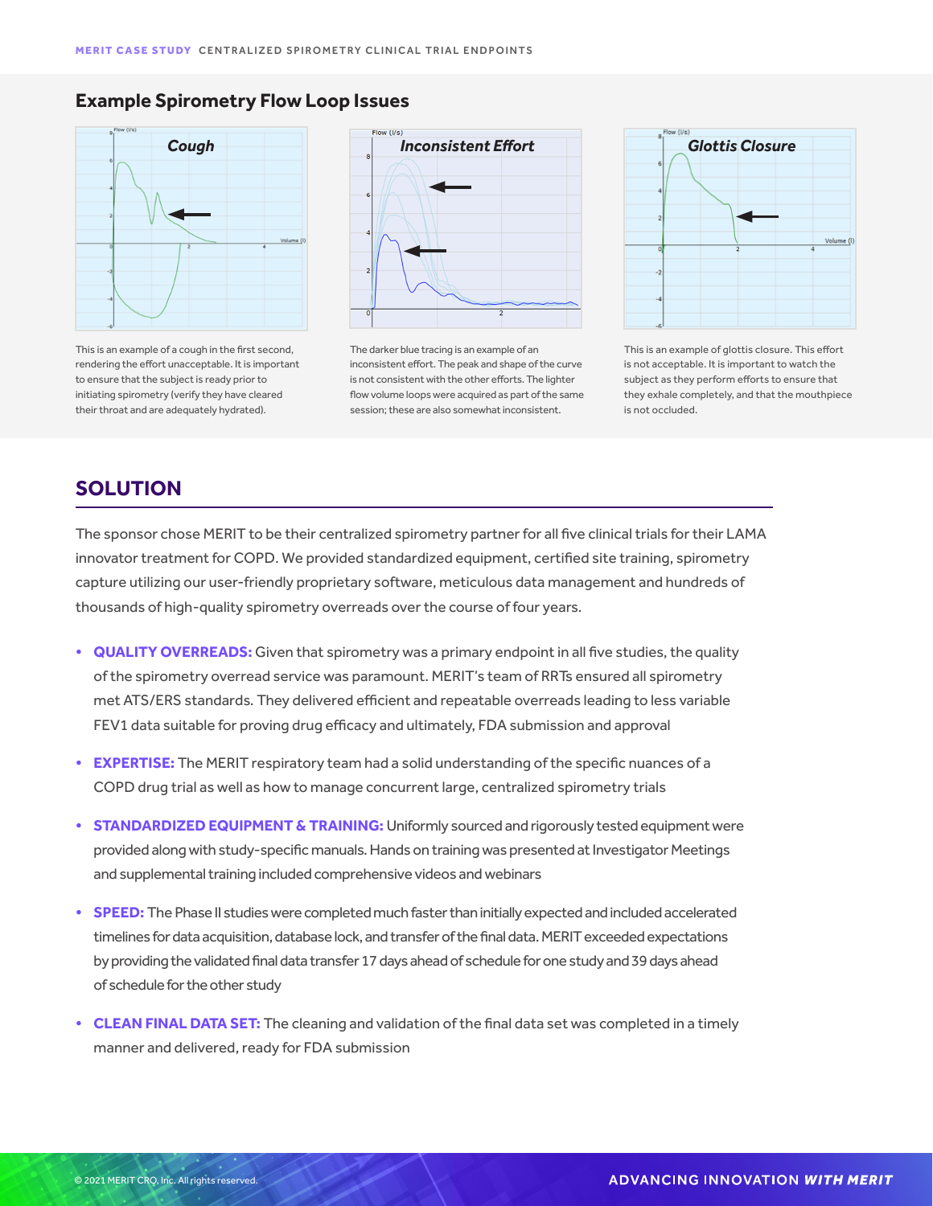## Example Spirometry Flow Loop Issues

### Cough

This is an example of a cough in the first second, rendering the effort unacceptable. It is important to ensure that the subject is ready prior to initiating spirometry (verify they have cleared their throat and are adequately hydrated).

### Inconsistent Effort

The darker blue tracing is an example of an inconsistent effort. The peak and shape of the curve is not consistent with the other efforts. The lighter flow volume loops were acquired as part of the same session; these are also somewhat inconsistent.

### Glottis Closure

This is an example of glottis closure. This effort is not acceptable. It is important to watch the subject as they perform efforts to ensure that they exhale completely, and that the mouthpiece is not occluded.

## SOLUTION

The sponsor chose MERIT to be their centralized spirometry partner for all five clinical trials for their LAMA innovator treatment for COPD. We provided standardized equipment, certified site training, spirometry capture utilizing our user-friendly proprietary software, meticulous data management and hundreds of thousands of high-quality spirometry overreads over the course of four years.

- **QUALITY OVERREADS:** Given that spirometry was a primary endpoint in all five studies, the quality of the spirometry overread service was paramount. MERIT's team of RRTs ensured all spirometry met ATS/ERS standards. They delivered efficient and repeatable overreads leading to less variable FEV1 data suitable for proving drug efficacy and ultimately, FDA submission and approval
- **EXPERTISE:** The MERIT respiratory team had a solid understanding of the specific nuances of a COPD drug trial as well as how to manage concurrent large, centralized spirometry trials
- **STANDARDIZED EQUIPMENT & TRAINING:** Uniformly sourced and rigorously tested equipment were provided along with study-specific manuals. Hands on training was presented at Investigator Meetings and supplemental training included comprehensive videos and webinars
- **SPEED:** The Phase II studies were completed much faster than initially expected and included accelerated timelines for data acquisition, database lock, and transfer of the final data. MERIT exceeded expectations by providing the validated final data transfer 17 days ahead of schedule for one study and 39 days ahead of schedule for the other study
- **CLEAN FINAL DATA SET:** The cleaning and validation of the final data set was completed in a timely manner and delivered, ready for FDA submission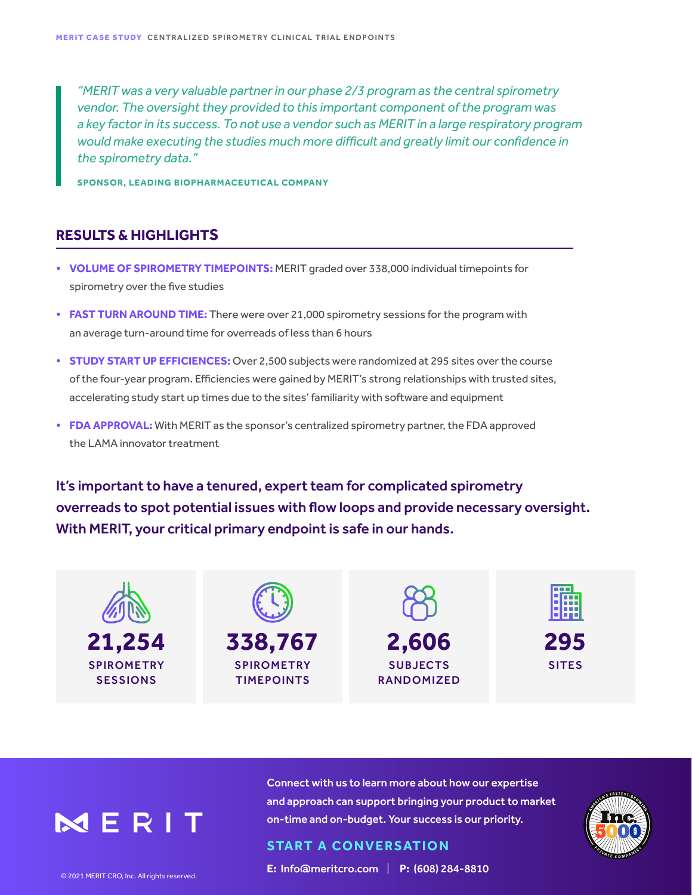> *"MERIT was a very valuable partner in our phase 2/3 program as the central spirometry vendor. The oversight they provided to this important component of the program was a key factor in its success. To not use a vendor such as MERIT in a large respiratory program would make executing the studies much more difficult and greatly limit our confidence in the spirometry data."*
>
> **SPONSOR, LEADING BIOPHARMACEUTICAL COMPANY**

## RESULTS & HIGHLIGHTS

- **VOLUME OF SPIROMETRY TIMEPOINTS:** MERIT graded over 338,000 individual timepoints for spirometry over the five studies
- **FAST TURN AROUND TIME:** There were over 21,000 spirometry sessions for the program with an average turn-around time for overreads of less than 6 hours
- **STUDY START UP EFFICIENCES:** Over 2,500 subjects were randomized at 295 sites over the course of the four-year program. Efficiencies were gained by MERIT's strong relationships with trusted sites, accelerating study start up times due to the sites' familiarity with software and equipment
- **FDA APPROVAL:** With MERIT as the sponsor's centralized spirometry partner, the FDA approved the LAMA innovator treatment

**It's important to have a tenured, expert team for complicated spirometry overreads to spot potential issues with flow loops and provide necessary oversight. With MERIT, your critical primary endpoint is safe in our hands.**

**21,254**
SPIROMETRY SESSIONS

**338,767**
SPIROMETRY TIMEPOINTS

**2,606**
SUBJECTS RANDOMIZED

**295**
SITES

MERIT

Connect with us to learn more about how our expertise and approach can support bringing your product to market on-time and on-budget. Your success is our priority.

**START A CONVERSATION**

**E:** Info@meritcro.com | **P:** (608) 284-8810

© 2021 MERIT CRO, Inc. All rights reserved.